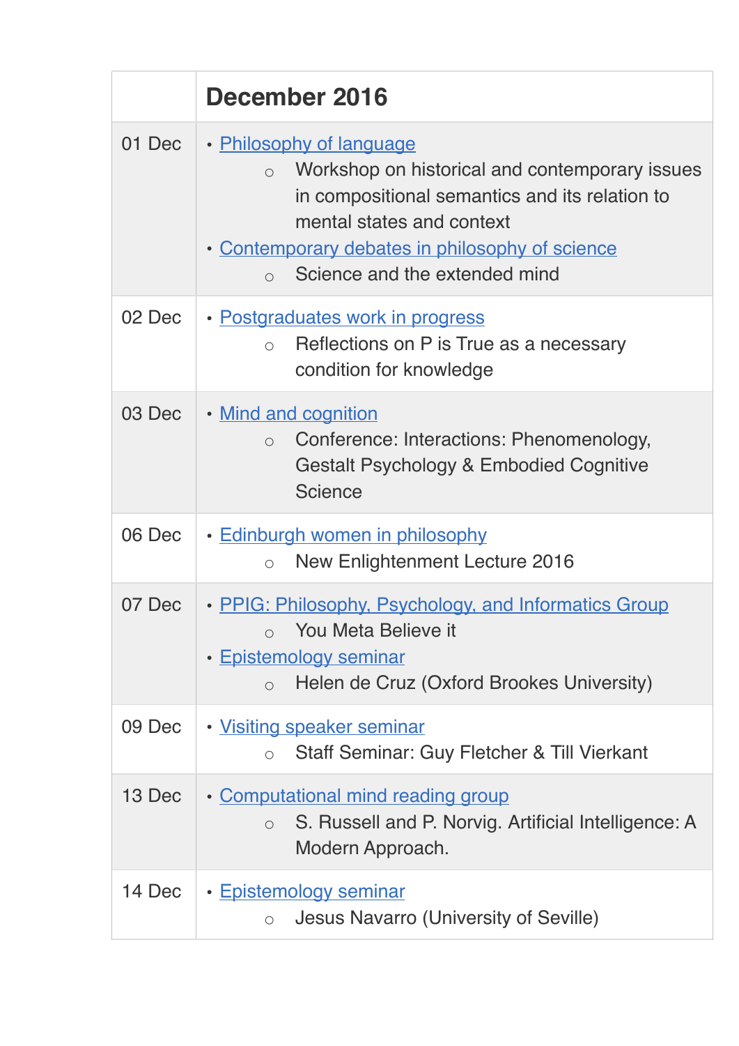| | December 2016 |
|---|---|
| 01 Dec | • Philosophy of language<br>  ○ Workshop on historical and contemporary issues in compositional semantics and its relation to mental states and context<br>• Contemporary debates in philosophy of science<br>  ○ Science and the extended mind |
| 02 Dec | • Postgraduates work in progress<br>  ○ Reflections on P is True as a necessary condition for knowledge |
| 03 Dec | • Mind and cognition<br>  ○ Conference: Interactions: Phenomenology, Gestalt Psychology & Embodied Cognitive Science |
| 06 Dec | • Edinburgh women in philosophy<br>  ○ New Enlightenment Lecture 2016 |
| 07 Dec | • PPIG: Philosophy, Psychology, and Informatics Group<br>  ○ You Meta Believe it<br>• Epistemology seminar<br>  ○ Helen de Cruz (Oxford Brookes University) |
| 09 Dec | • Visiting speaker seminar<br>  ○ Staff Seminar: Guy Fletcher & Till Vierkant |
| 13 Dec | • Computational mind reading group<br>  ○ S. Russell and P. Norvig. Artificial Intelligence: A Modern Approach. |
| 14 Dec | • Epistemology seminar<br>  ○ Jesus Navarro (University of Seville) |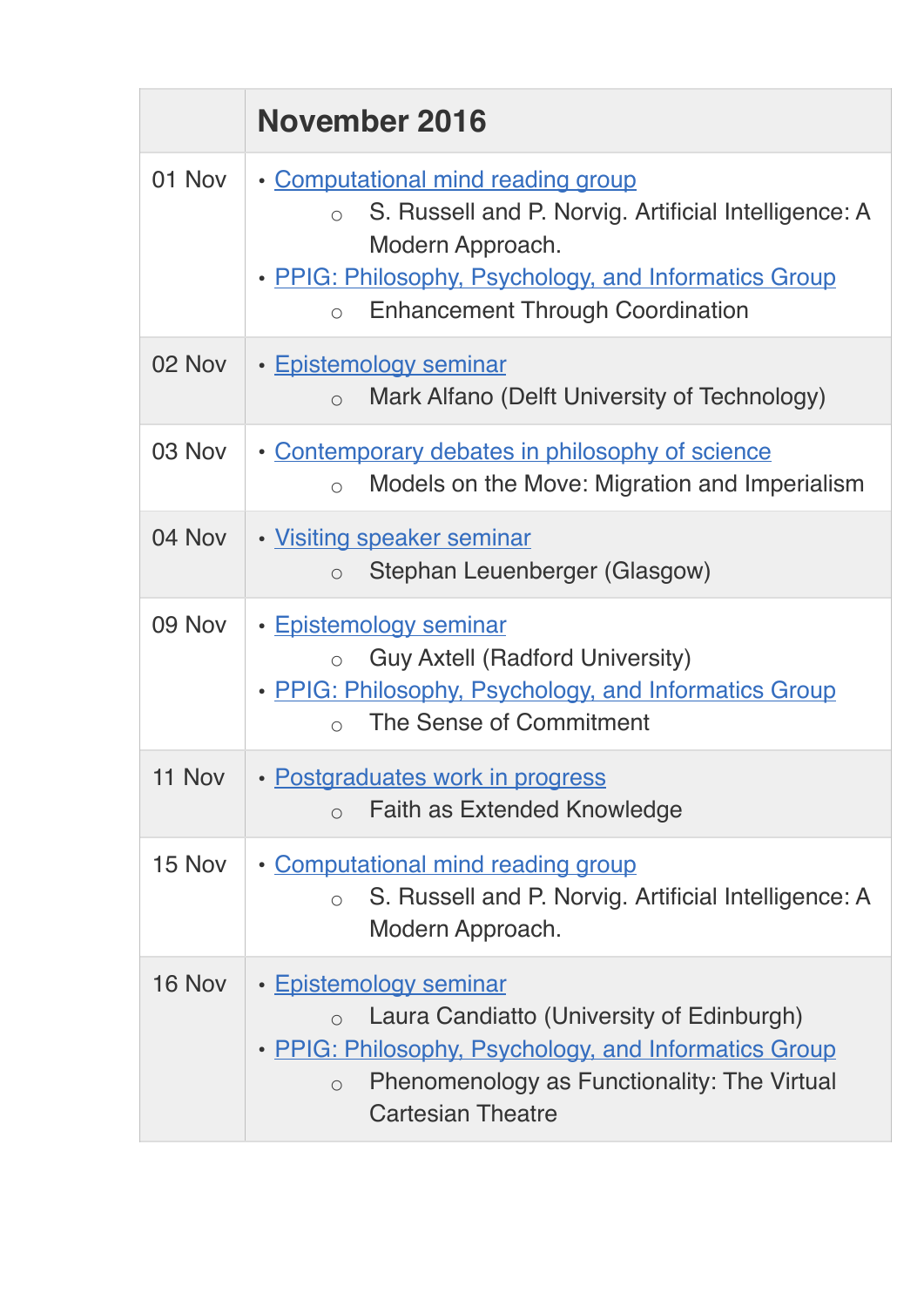| | November 2016 |
|---|---|
| 01 Nov | • Computational mind reading group<br>  ○ S. Russell and P. Norvig. Artificial Intelligence: A Modern Approach.<br>• PPIG: Philosophy, Psychology, and Informatics Group<br>  ○ Enhancement Through Coordination |
| 02 Nov | • Epistemology seminar<br>  ○ Mark Alfano (Delft University of Technology) |
| 03 Nov | • Contemporary debates in philosophy of science<br>  ○ Models on the Move: Migration and Imperialism |
| 04 Nov | • Visiting speaker seminar<br>  ○ Stephan Leuenberger (Glasgow) |
| 09 Nov | • Epistemology seminar<br>  ○ Guy Axtell (Radford University)<br>• PPIG: Philosophy, Psychology, and Informatics Group<br>  ○ The Sense of Commitment |
| 11 Nov | • Postgraduates work in progress<br>  ○ Faith as Extended Knowledge |
| 15 Nov | • Computational mind reading group<br>  ○ S. Russell and P. Norvig. Artificial Intelligence: A Modern Approach. |
| 16 Nov | • Epistemology seminar<br>  ○ Laura Candiatto (University of Edinburgh)<br>• PPIG: Philosophy, Psychology, and Informatics Group<br>  ○ Phenomenology as Functionality: The Virtual Cartesian Theatre |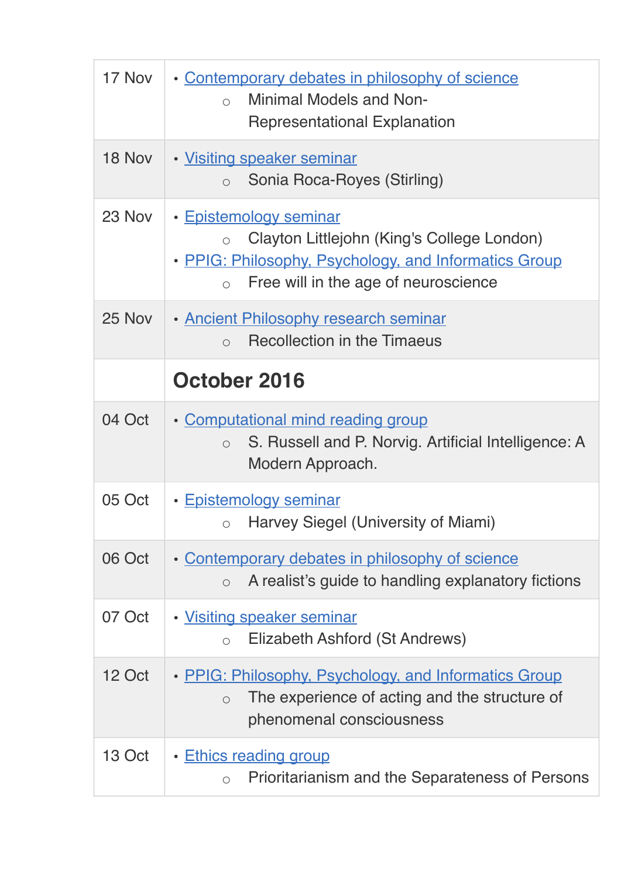| | |
|---|---|
| 17 Nov | • Contemporary debates in philosophy of science<br>○ Minimal Models and Non-Representational Explanation |
| 18 Nov | • Visiting speaker seminar<br>○ Sonia Roca-Royes (Stirling) |
| 23 Nov | • Epistemology seminar<br>○ Clayton Littlejohn (King's College London)<br>• PPIG: Philosophy, Psychology, and Informatics Group<br>○ Free will in the age of neuroscience |
| 25 Nov | • Ancient Philosophy research seminar<br>○ Recollection in the Timaeus |
| | **October 2016** |
| 04 Oct | • Computational mind reading group<br>○ S. Russell and P. Norvig. Artificial Intelligence: A Modern Approach. |
| 05 Oct | • Epistemology seminar<br>○ Harvey Siegel (University of Miami) |
| 06 Oct | • Contemporary debates in philosophy of science<br>○ A realist’s guide to handling explanatory fictions |
| 07 Oct | • Visiting speaker seminar<br>○ Elizabeth Ashford (St Andrews) |
| 12 Oct | • PPIG: Philosophy, Psychology, and Informatics Group<br>○ The experience of acting and the structure of phenomenal consciousness |
| 13 Oct | • Ethics reading group<br>○ Prioritarianism and the Separateness of Persons |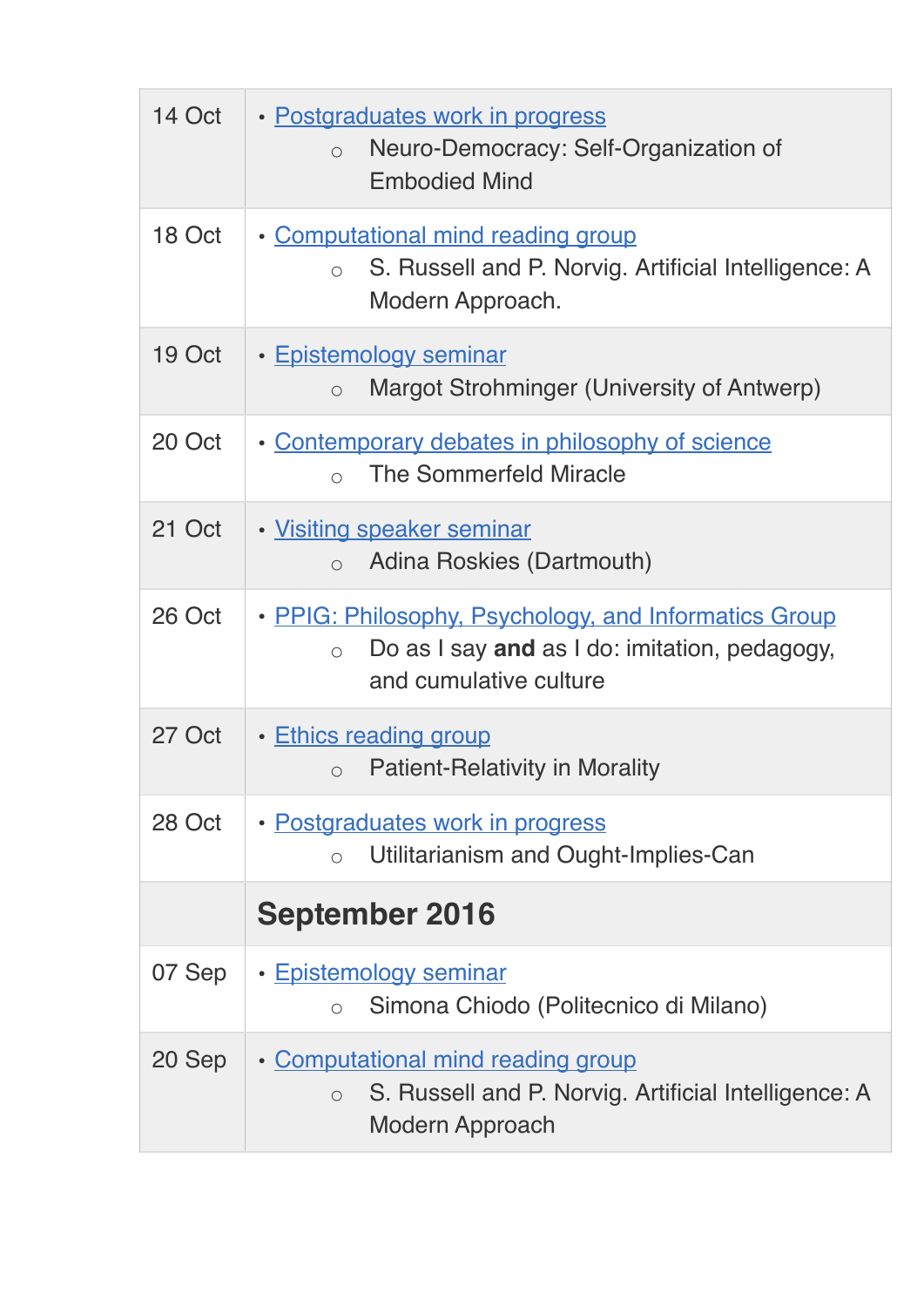| | |
|---|---|
| 14 Oct | • Postgraduates work in progress<br>  ○ Neuro-Democracy: Self-Organization of Embodied Mind |
| 18 Oct | • Computational mind reading group<br>  ○ S. Russell and P. Norvig. Artificial Intelligence: A Modern Approach. |
| 19 Oct | • Epistemology seminar<br>  ○ Margot Strohminger (University of Antwerp) |
| 20 Oct | • Contemporary debates in philosophy of science<br>  ○ The Sommerfeld Miracle |
| 21 Oct | • Visiting speaker seminar<br>  ○ Adina Roskies (Dartmouth) |
| 26 Oct | • PPIG: Philosophy, Psychology, and Informatics Group<br>  ○ Do as I say **and** as I do: imitation, pedagogy, and cumulative culture |
| 27 Oct | • Ethics reading group<br>  ○ Patient-Relativity in Morality |
| 28 Oct | • Postgraduates work in progress<br>  ○ Utilitarianism and Ought-Implies-Can |
| | **September 2016** |
| 07 Sep | • Epistemology seminar<br>  ○ Simona Chiodo (Politecnico di Milano) |
| 20 Sep | • Computational mind reading group<br>  ○ S. Russell and P. Norvig. Artificial Intelligence: A Modern Approach |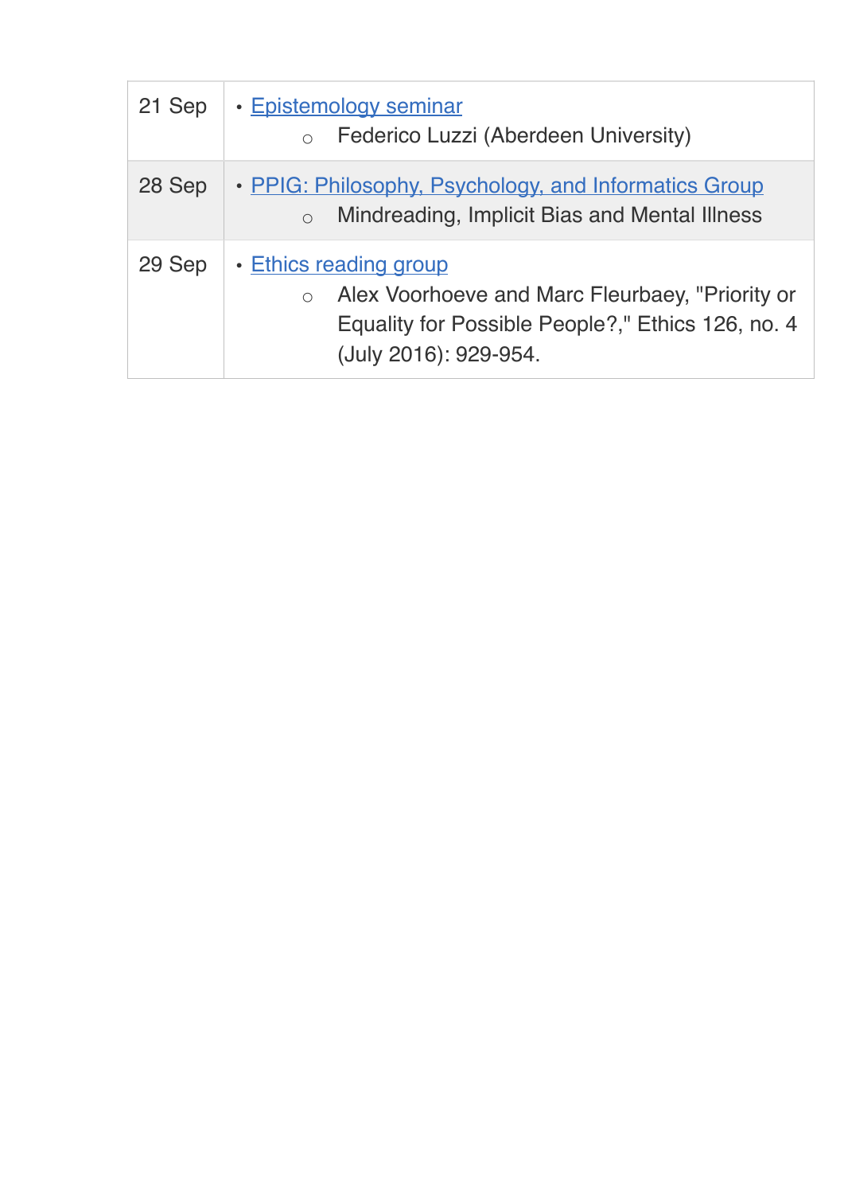| | |
|---|---|
| 21 Sep | • Epistemology seminar<br>  ○ Federico Luzzi (Aberdeen University) |
| 28 Sep | • PPIG: Philosophy, Psychology, and Informatics Group<br>  ○ Mindreading, Implicit Bias and Mental Illness |
| 29 Sep | • Ethics reading group<br>  ○ Alex Voorhoeve and Marc Fleurbaey, "Priority or Equality for Possible People?," Ethics 126, no. 4 (July 2016): 929-954. |